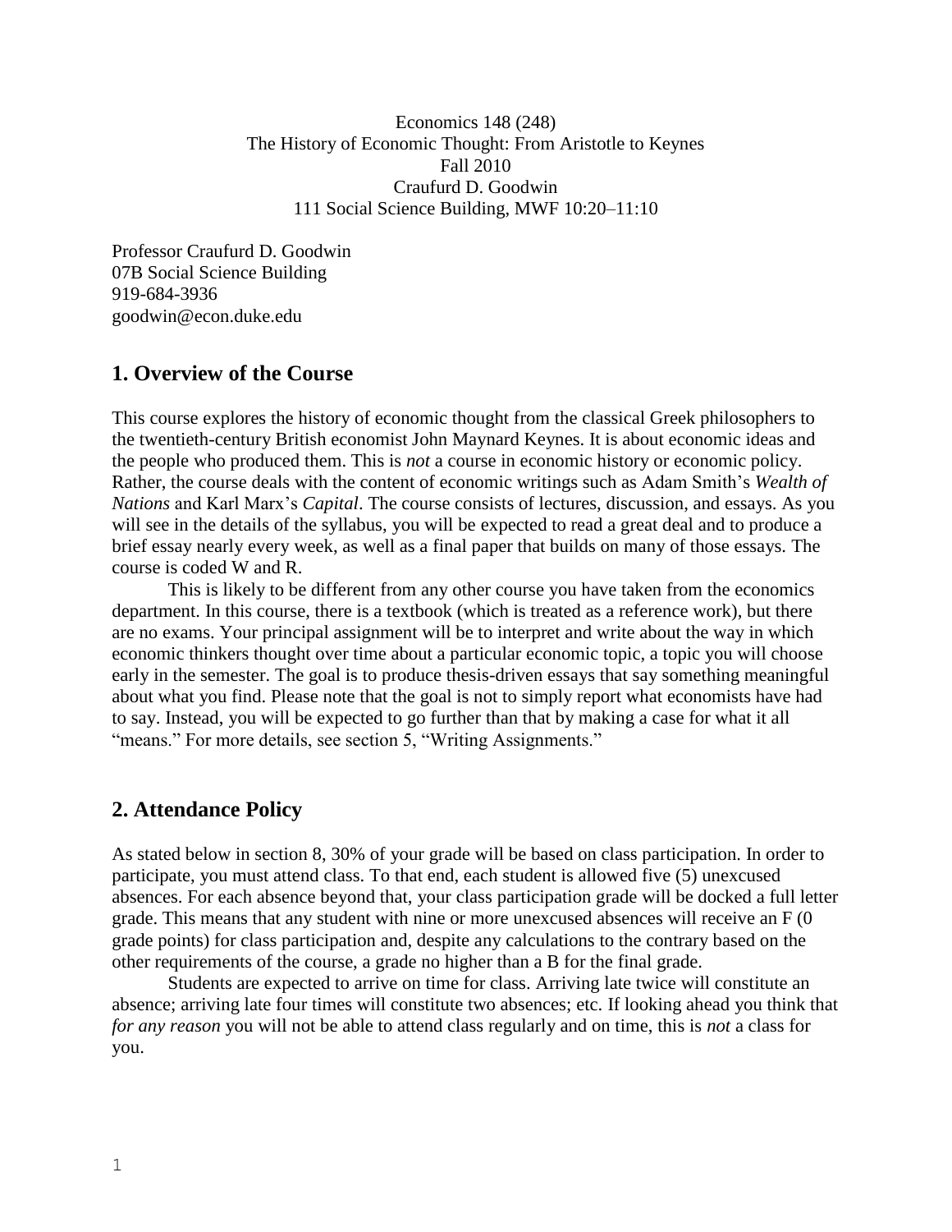Economics 148 (248)
The History of Economic Thought: From Aristotle to Keynes
Fall 2010
Craufurd D. Goodwin
111 Social Science Building, MWF 10:20–11:10

Professor Craufurd D. Goodwin
07B Social Science Building
919-684-3936
goodwin@econ.duke.edu

## 1. Overview of the Course

This course explores the history of economic thought from the classical Greek philosophers to the twentieth-century British economist John Maynard Keynes. It is about economic ideas and the people who produced them. This is *not* a course in economic history or economic policy. Rather, the course deals with the content of economic writings such as Adam Smith's *Wealth of Nations* and Karl Marx's *Capital*. The course consists of lectures, discussion, and essays. As you will see in the details of the syllabus, you will be expected to read a great deal and to produce a brief essay nearly every week, as well as a final paper that builds on many of those essays. The course is coded W and R.

This is likely to be different from any other course you have taken from the economics department. In this course, there is a textbook (which is treated as a reference work), but there are no exams. Your principal assignment will be to interpret and write about the way in which economic thinkers thought over time about a particular economic topic, a topic you will choose early in the semester. The goal is to produce thesis-driven essays that say something meaningful about what you find. Please note that the goal is not to simply report what economists have had to say. Instead, you will be expected to go further than that by making a case for what it all "means." For more details, see section 5, "Writing Assignments."

## 2. Attendance Policy

As stated below in section 8, 30% of your grade will be based on class participation. In order to participate, you must attend class. To that end, each student is allowed five (5) unexcused absences. For each absence beyond that, your class participation grade will be docked a full letter grade. This means that any student with nine or more unexcused absences will receive an F (0 grade points) for class participation and, despite any calculations to the contrary based on the other requirements of the course, a grade no higher than a B for the final grade.

Students are expected to arrive on time for class. Arriving late twice will constitute an absence; arriving late four times will constitute two absences; etc. If looking ahead you think that *for any reason* you will not be able to attend class regularly and on time, this is *not* a class for you.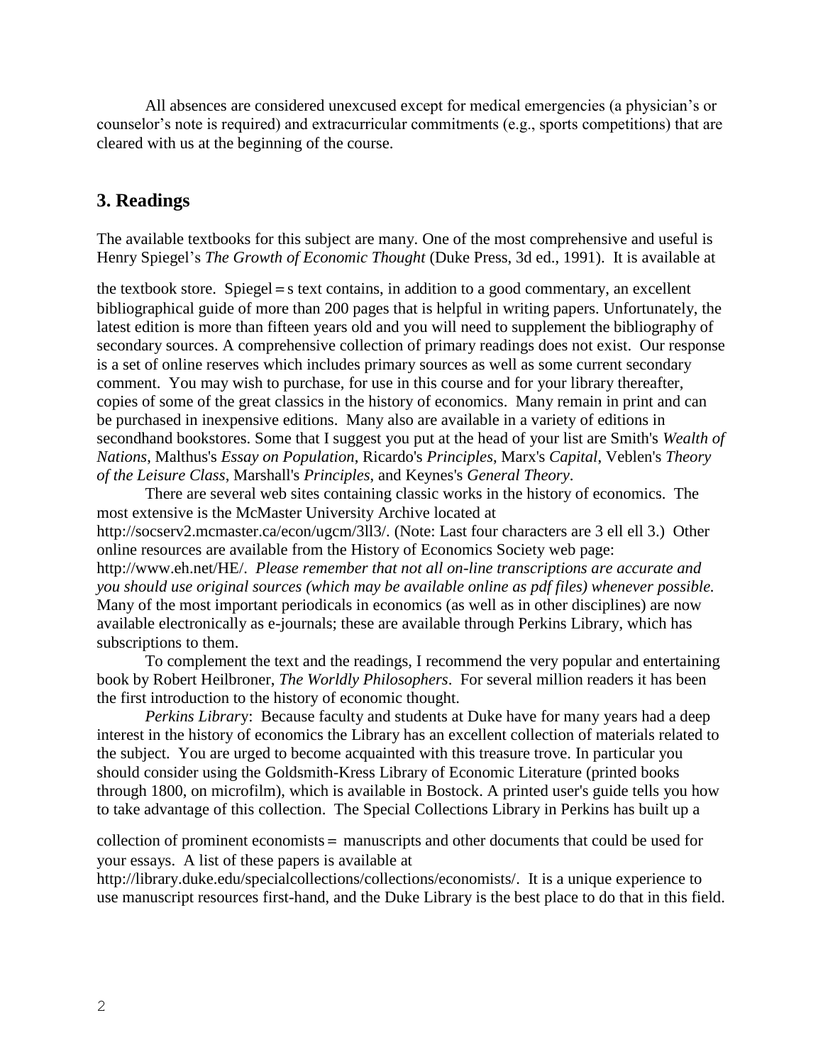All absences are considered unexcused except for medical emergencies (a physician's or counselor's note is required) and extracurricular commitments (e.g., sports competitions) that are cleared with us at the beginning of the course.

## 3. Readings

The available textbooks for this subject are many. One of the most comprehensive and useful is Henry Spiegel's *The Growth of Economic Thought* (Duke Press, 3d ed., 1991). It is available at the textbook store. Spiegel=s text contains, in addition to a good commentary, an excellent bibliographical guide of more than 200 pages that is helpful in writing papers. Unfortunately, the latest edition is more than fifteen years old and you will need to supplement the bibliography of secondary sources. A comprehensive collection of primary readings does not exist. Our response is a set of online reserves which includes primary sources as well as some current secondary comment. You may wish to purchase, for use in this course and for your library thereafter, copies of some of the great classics in the history of economics. Many remain in print and can be purchased in inexpensive editions. Many also are available in a variety of editions in secondhand bookstores. Some that I suggest you put at the head of your list are Smith's *Wealth of Nations*, Malthus's *Essay on Population*, Ricardo's *Principles*, Marx's *Capital*, Veblen's *Theory of the Leisure Class*, Marshall's *Principles*, and Keynes's *General Theory*.

There are several web sites containing classic works in the history of economics. The most extensive is the McMaster University Archive located at http://socserv2.mcmaster.ca/econ/ugcm/3ll3/. (Note: Last four characters are 3 ell ell 3.) Other online resources are available from the History of Economics Society web page: http://www.eh.net/HE/. *Please remember that not all on-line transcriptions are accurate and you should use original sources (which may be available online as pdf files) whenever possible.* Many of the most important periodicals in economics (as well as in other disciplines) are now available electronically as e-journals; these are available through Perkins Library, which has subscriptions to them.

To complement the text and the readings, I recommend the very popular and entertaining book by Robert Heilbroner, *The Worldly Philosophers*. For several million readers it has been the first introduction to the history of economic thought.

*Perkins Library*: Because faculty and students at Duke have for many years had a deep interest in the history of economics the Library has an excellent collection of materials related to the subject. You are urged to become acquainted with this treasure trove. In particular you should consider using the Goldsmith-Kress Library of Economic Literature (printed books through 1800, on microfilm), which is available in Bostock. A printed user's guide tells you how to take advantage of this collection. The Special Collections Library in Perkins has built up a collection of prominent economists= manuscripts and other documents that could be used for your essays. A list of these papers is available at http://library.duke.edu/specialcollections/collections/economists/. It is a unique experience to use manuscript resources first-hand, and the Duke Library is the best place to do that in this field.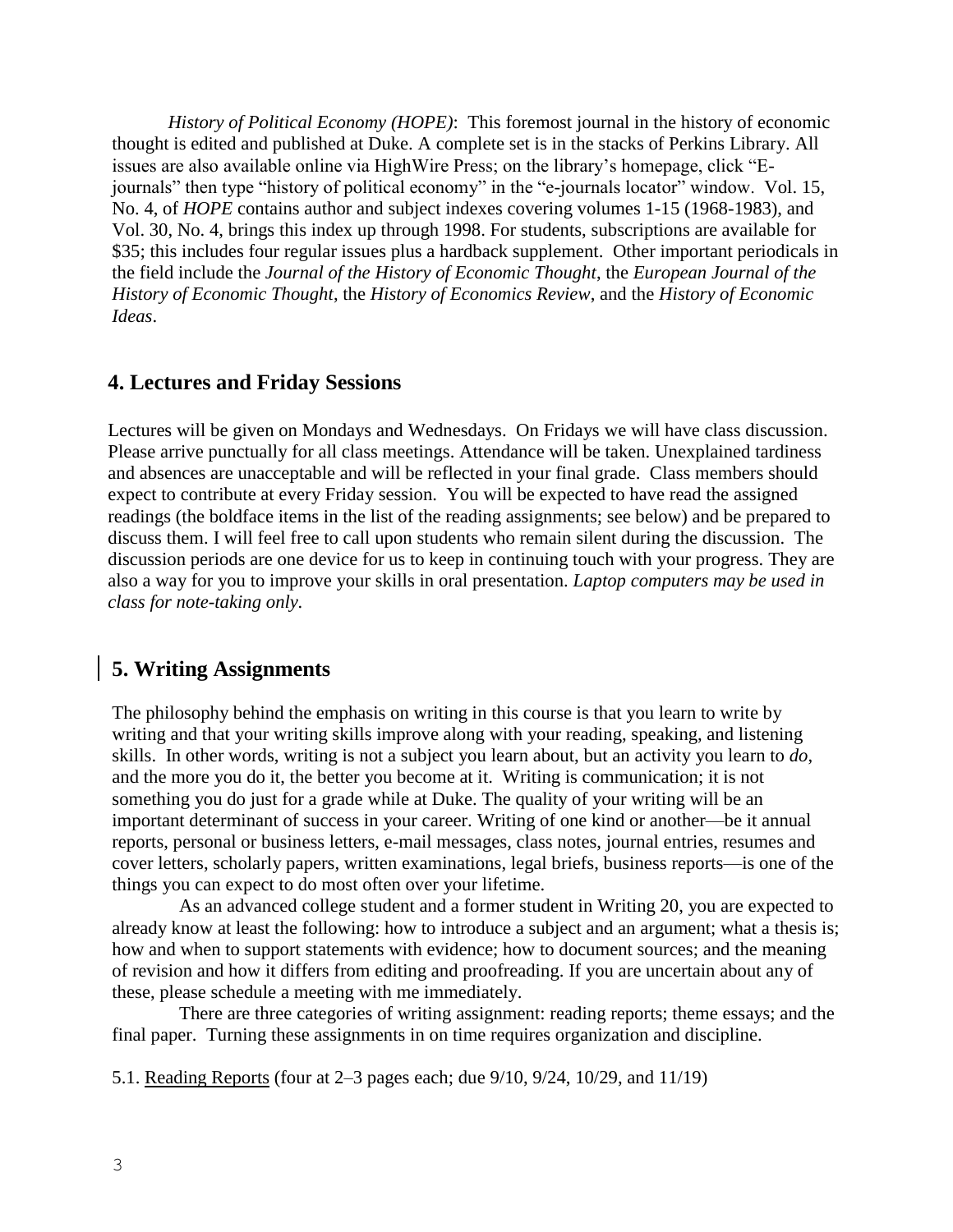*History of Political Economy (HOPE)*: This foremost journal in the history of economic thought is edited and published at Duke. A complete set is in the stacks of Perkins Library. All issues are also available online via HighWire Press; on the library's homepage, click "E-journals" then type "history of political economy" in the "e-journals locator" window. Vol. 15, No. 4, of *HOPE* contains author and subject indexes covering volumes 1-15 (1968-1983), and Vol. 30, No. 4, brings this index up through 1998. For students, subscriptions are available for $35; this includes four regular issues plus a hardback supplement. Other important periodicals in the field include the *Journal of the History of Economic Thought*, the *European Journal of the History of Economic Thought*, the *History of Economics Review*, and the *History of Economic Ideas*.

## 4. Lectures and Friday Sessions

Lectures will be given on Mondays and Wednesdays. On Fridays we will have class discussion. Please arrive punctually for all class meetings. Attendance will be taken. Unexplained tardiness and absences are unacceptable and will be reflected in your final grade. Class members should expect to contribute at every Friday session. You will be expected to have read the assigned readings (the boldface items in the list of the reading assignments; see below) and be prepared to discuss them. I will feel free to call upon students who remain silent during the discussion. The discussion periods are one device for us to keep in continuing touch with your progress. They are also a way for you to improve your skills in oral presentation. *Laptop computers may be used in class for note-taking only.*

## 5. Writing Assignments

The philosophy behind the emphasis on writing in this course is that you learn to write by writing and that your writing skills improve along with your reading, speaking, and listening skills. In other words, writing is not a subject you learn about, but an activity you learn to *do*, and the more you do it, the better you become at it. Writing is communication; it is not something you do just for a grade while at Duke. The quality of your writing will be an important determinant of success in your career. Writing of one kind or another—be it annual reports, personal or business letters, e-mail messages, class notes, journal entries, resumes and cover letters, scholarly papers, written examinations, legal briefs, business reports—is one of the things you can expect to do most often over your lifetime.

As an advanced college student and a former student in Writing 20, you are expected to already know at least the following: how to introduce a subject and an argument; what a thesis is; how and when to support statements with evidence; how to document sources; and the meaning of revision and how it differs from editing and proofreading. If you are uncertain about any of these, please schedule a meeting with me immediately.

There are three categories of writing assignment: reading reports; theme essays; and the final paper. Turning these assignments in on time requires organization and discipline.

5.1. Reading Reports (four at 2–3 pages each; due 9/10, 9/24, 10/29, and 11/19)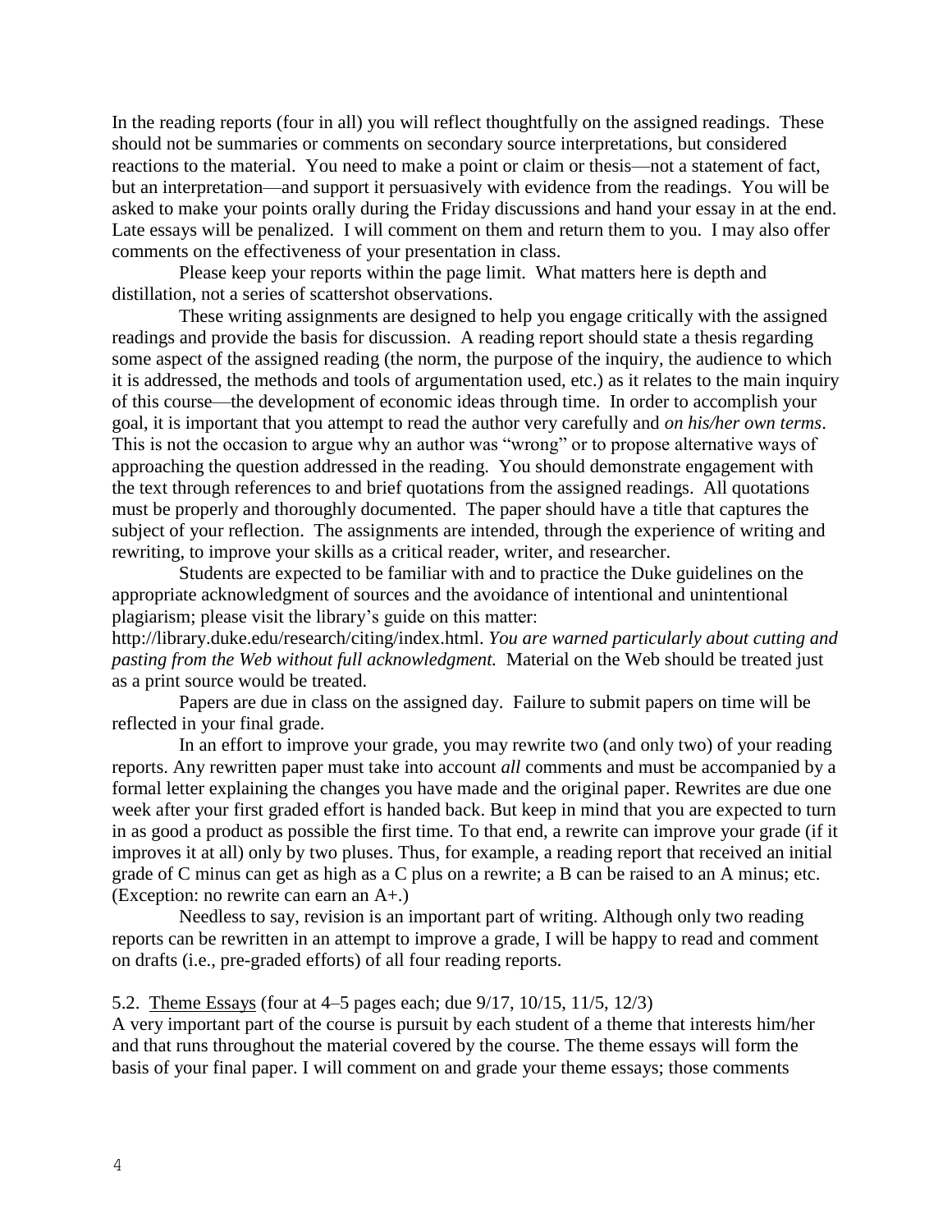In the reading reports (four in all) you will reflect thoughtfully on the assigned readings. These should not be summaries or comments on secondary source interpretations, but considered reactions to the material. You need to make a point or claim or thesis—not a statement of fact, but an interpretation—and support it persuasively with evidence from the readings. You will be asked to make your points orally during the Friday discussions and hand your essay in at the end. Late essays will be penalized. I will comment on them and return them to you. I may also offer comments on the effectiveness of your presentation in class.

Please keep your reports within the page limit. What matters here is depth and distillation, not a series of scattershot observations.

These writing assignments are designed to help you engage critically with the assigned readings and provide the basis for discussion. A reading report should state a thesis regarding some aspect of the assigned reading (the norm, the purpose of the inquiry, the audience to which it is addressed, the methods and tools of argumentation used, etc.) as it relates to the main inquiry of this course—the development of economic ideas through time. In order to accomplish your goal, it is important that you attempt to read the author very carefully and *on his/her own terms*. This is not the occasion to argue why an author was "wrong" or to propose alternative ways of approaching the question addressed in the reading. You should demonstrate engagement with the text through references to and brief quotations from the assigned readings. All quotations must be properly and thoroughly documented. The paper should have a title that captures the subject of your reflection. The assignments are intended, through the experience of writing and rewriting, to improve your skills as a critical reader, writer, and researcher.

Students are expected to be familiar with and to practice the Duke guidelines on the appropriate acknowledgment of sources and the avoidance of intentional and unintentional plagiarism; please visit the library's guide on this matter: http://library.duke.edu/research/citing/index.html. *You are warned particularly about cutting and pasting from the Web without full acknowledgment.* Material on the Web should be treated just as a print source would be treated.

Papers are due in class on the assigned day. Failure to submit papers on time will be reflected in your final grade.

In an effort to improve your grade, you may rewrite two (and only two) of your reading reports. Any rewritten paper must take into account *all* comments and must be accompanied by a formal letter explaining the changes you have made and the original paper. Rewrites are due one week after your first graded effort is handed back. But keep in mind that you are expected to turn in as good a product as possible the first time. To that end, a rewrite can improve your grade (if it improves it at all) only by two pluses. Thus, for example, a reading report that received an initial grade of C minus can get as high as a C plus on a rewrite; a B can be raised to an A minus; etc. (Exception: no rewrite can earn an A+.)

Needless to say, revision is an important part of writing. Although only two reading reports can be rewritten in an attempt to improve a grade, I will be happy to read and comment on drafts (i.e., pre-graded efforts) of all four reading reports.

5.2. Theme Essays (four at 4–5 pages each; due 9/17, 10/15, 11/5, 12/3)

A very important part of the course is pursuit by each student of a theme that interests him/her and that runs throughout the material covered by the course. The theme essays will form the basis of your final paper. I will comment on and grade your theme essays; those comments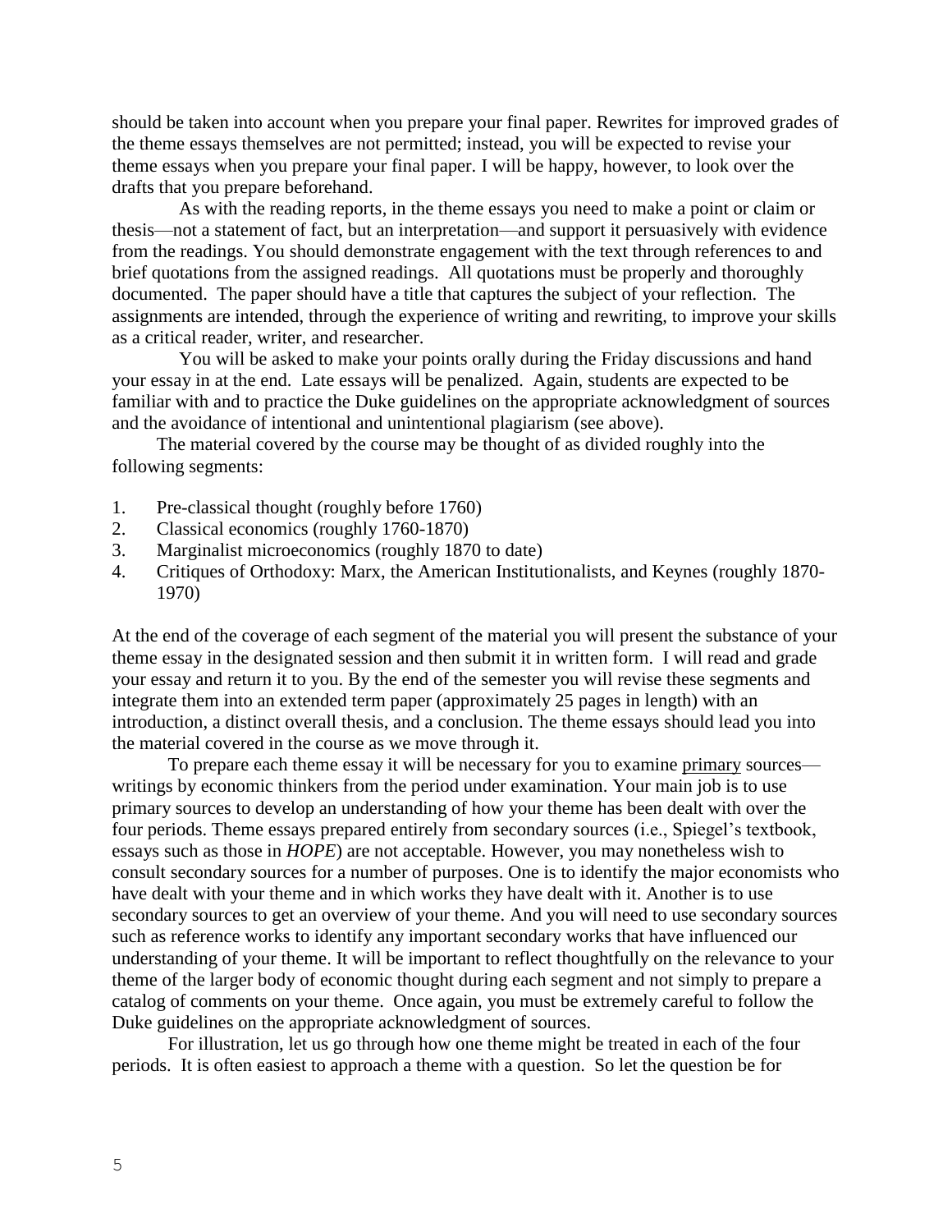should be taken into account when you prepare your final paper. Rewrites for improved grades of the theme essays themselves are not permitted; instead, you will be expected to revise your theme essays when you prepare your final paper. I will be happy, however, to look over the drafts that you prepare beforehand.

As with the reading reports, in the theme essays you need to make a point or claim or thesis—not a statement of fact, but an interpretation—and support it persuasively with evidence from the readings. You should demonstrate engagement with the text through references to and brief quotations from the assigned readings. All quotations must be properly and thoroughly documented. The paper should have a title that captures the subject of your reflection. The assignments are intended, through the experience of writing and rewriting, to improve your skills as a critical reader, writer, and researcher.

You will be asked to make your points orally during the Friday discussions and hand your essay in at the end. Late essays will be penalized. Again, students are expected to be familiar with and to practice the Duke guidelines on the appropriate acknowledgment of sources and the avoidance of intentional and unintentional plagiarism (see above).

The material covered by the course may be thought of as divided roughly into the following segments:

1. Pre-classical thought (roughly before 1760)
2. Classical economics (roughly 1760-1870)
3. Marginalist microeconomics (roughly 1870 to date)
4. Critiques of Orthodoxy: Marx, the American Institutionalists, and Keynes (roughly 1870-1970)

At the end of the coverage of each segment of the material you will present the substance of your theme essay in the designated session and then submit it in written form. I will read and grade your essay and return it to you. By the end of the semester you will revise these segments and integrate them into an extended term paper (approximately 25 pages in length) with an introduction, a distinct overall thesis, and a conclusion. The theme essays should lead you into the material covered in the course as we move through it.

To prepare each theme essay it will be necessary for you to examine primary sources—writings by economic thinkers from the period under examination. Your main job is to use primary sources to develop an understanding of how your theme has been dealt with over the four periods. Theme essays prepared entirely from secondary sources (i.e., Spiegel's textbook, essays such as those in *HOPE*) are not acceptable. However, you may nonetheless wish to consult secondary sources for a number of purposes. One is to identify the major economists who have dealt with your theme and in which works they have dealt with it. Another is to use secondary sources to get an overview of your theme. And you will need to use secondary sources such as reference works to identify any important secondary works that have influenced our understanding of your theme. It will be important to reflect thoughtfully on the relevance to your theme of the larger body of economic thought during each segment and not simply to prepare a catalog of comments on your theme. Once again, you must be extremely careful to follow the Duke guidelines on the appropriate acknowledgment of sources.

For illustration, let us go through how one theme might be treated in each of the four periods. It is often easiest to approach a theme with a question. So let the question be for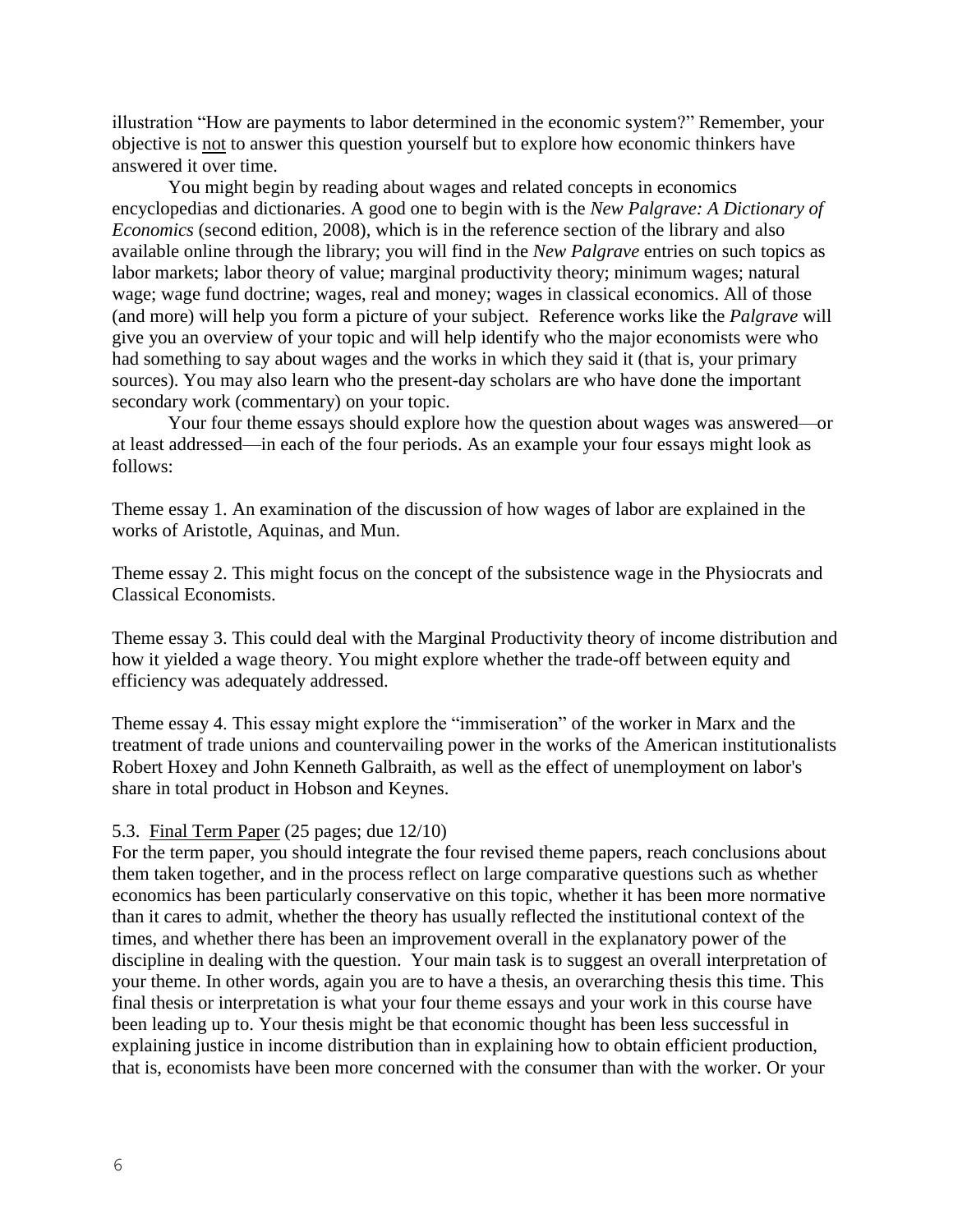illustration "How are payments to labor determined in the economic system?" Remember, your objective is not to answer this question yourself but to explore how economic thinkers have answered it over time.

You might begin by reading about wages and related concepts in economics encyclopedias and dictionaries. A good one to begin with is the *New Palgrave: A Dictionary of Economics* (second edition, 2008), which is in the reference section of the library and also available online through the library; you will find in the *New Palgrave* entries on such topics as labor markets; labor theory of value; marginal productivity theory; minimum wages; natural wage; wage fund doctrine; wages, real and money; wages in classical economics. All of those (and more) will help you form a picture of your subject. Reference works like the *Palgrave* will give you an overview of your topic and will help identify who the major economists were who had something to say about wages and the works in which they said it (that is, your primary sources). You may also learn who the present-day scholars are who have done the important secondary work (commentary) on your topic.

Your four theme essays should explore how the question about wages was answered—or at least addressed—in each of the four periods. As an example your four essays might look as follows:

Theme essay 1. An examination of the discussion of how wages of labor are explained in the works of Aristotle, Aquinas, and Mun.

Theme essay 2. This might focus on the concept of the subsistence wage in the Physiocrats and Classical Economists.

Theme essay 3. This could deal with the Marginal Productivity theory of income distribution and how it yielded a wage theory. You might explore whether the trade-off between equity and efficiency was adequately addressed.

Theme essay 4. This essay might explore the "immiseration" of the worker in Marx and the treatment of trade unions and countervailing power in the works of the American institutionalists Robert Hoxey and John Kenneth Galbraith, as well as the effect of unemployment on labor's share in total product in Hobson and Keynes.

5.3. Final Term Paper (25 pages; due 12/10)

For the term paper, you should integrate the four revised theme papers, reach conclusions about them taken together, and in the process reflect on large comparative questions such as whether economics has been particularly conservative on this topic, whether it has been more normative than it cares to admit, whether the theory has usually reflected the institutional context of the times, and whether there has been an improvement overall in the explanatory power of the discipline in dealing with the question. Your main task is to suggest an overall interpretation of your theme. In other words, again you are to have a thesis, an overarching thesis this time. This final thesis or interpretation is what your four theme essays and your work in this course have been leading up to. Your thesis might be that economic thought has been less successful in explaining justice in income distribution than in explaining how to obtain efficient production, that is, economists have been more concerned with the consumer than with the worker. Or your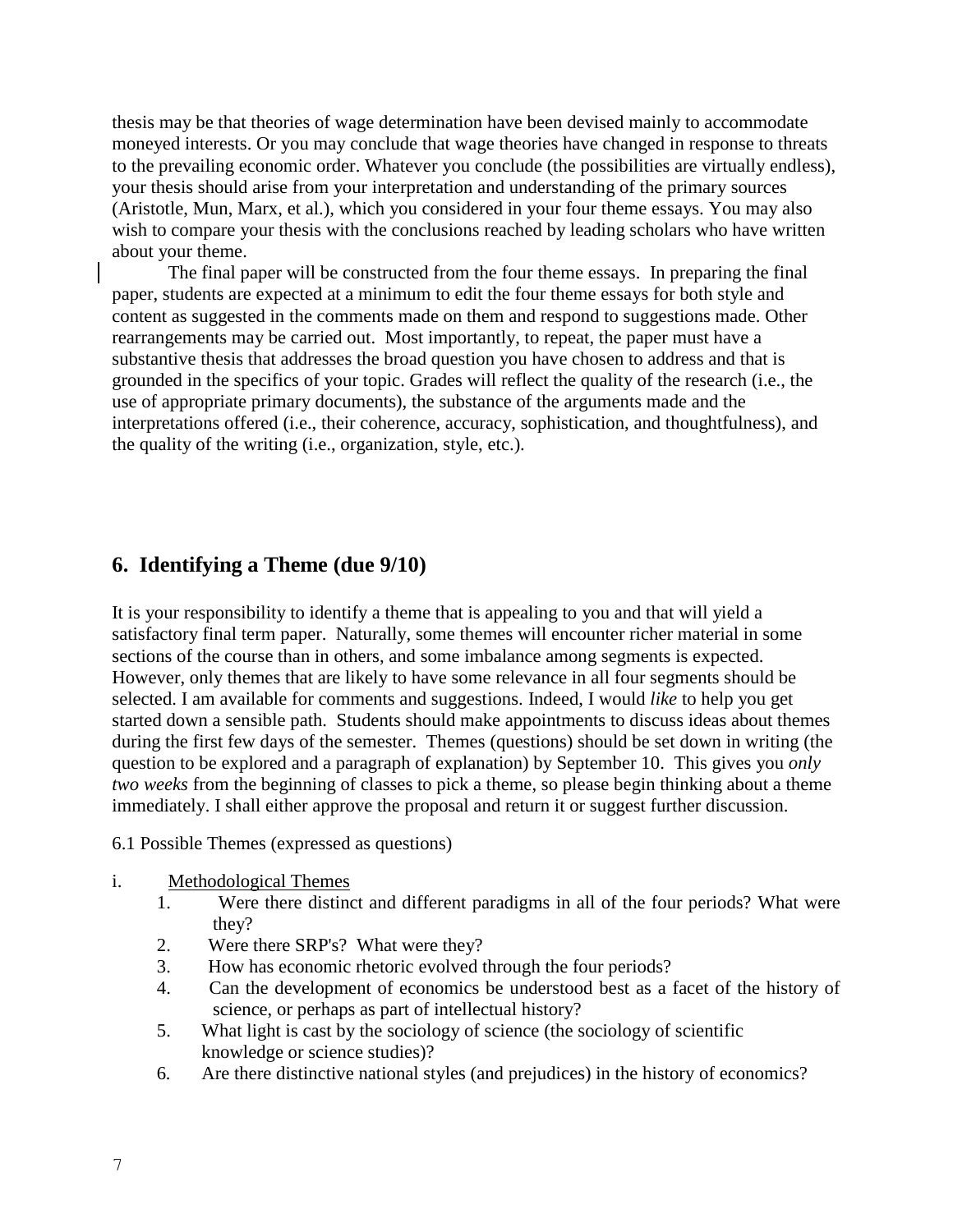thesis may be that theories of wage determination have been devised mainly to accommodate moneyed interests. Or you may conclude that wage theories have changed in response to threats to the prevailing economic order. Whatever you conclude (the possibilities are virtually endless), your thesis should arise from your interpretation and understanding of the primary sources (Aristotle, Mun, Marx, et al.), which you considered in your four theme essays. You may also wish to compare your thesis with the conclusions reached by leading scholars who have written about your theme.

The final paper will be constructed from the four theme essays. In preparing the final paper, students are expected at a minimum to edit the four theme essays for both style and content as suggested in the comments made on them and respond to suggestions made. Other rearrangements may be carried out. Most importantly, to repeat, the paper must have a substantive thesis that addresses the broad question you have chosen to address and that is grounded in the specifics of your topic. Grades will reflect the quality of the research (i.e., the use of appropriate primary documents), the substance of the arguments made and the interpretations offered (i.e., their coherence, accuracy, sophistication, and thoughtfulness), and the quality of the writing (i.e., organization, style, etc.).

## 6. Identifying a Theme (due 9/10)

It is your responsibility to identify a theme that is appealing to you and that will yield a satisfactory final term paper. Naturally, some themes will encounter richer material in some sections of the course than in others, and some imbalance among segments is expected. However, only themes that are likely to have some relevance in all four segments should be selected. I am available for comments and suggestions. Indeed, I would *like* to help you get started down a sensible path. Students should make appointments to discuss ideas about themes during the first few days of the semester. Themes (questions) should be set down in writing (the question to be explored and a paragraph of explanation) by September 10. This gives you *only two weeks* from the beginning of classes to pick a theme, so please begin thinking about a theme immediately. I shall either approve the proposal and return it or suggest further discussion.

6.1 Possible Themes (expressed as questions)

i. Methodological Themes

1. Were there distinct and different paradigms in all of the four periods? What were they?
2. Were there SRP's? What were they?
3. How has economic rhetoric evolved through the four periods?
4. Can the development of economics be understood best as a facet of the history of science, or perhaps as part of intellectual history?
5. What light is cast by the sociology of science (the sociology of scientific knowledge or science studies)?
6. Are there distinctive national styles (and prejudices) in the history of economics?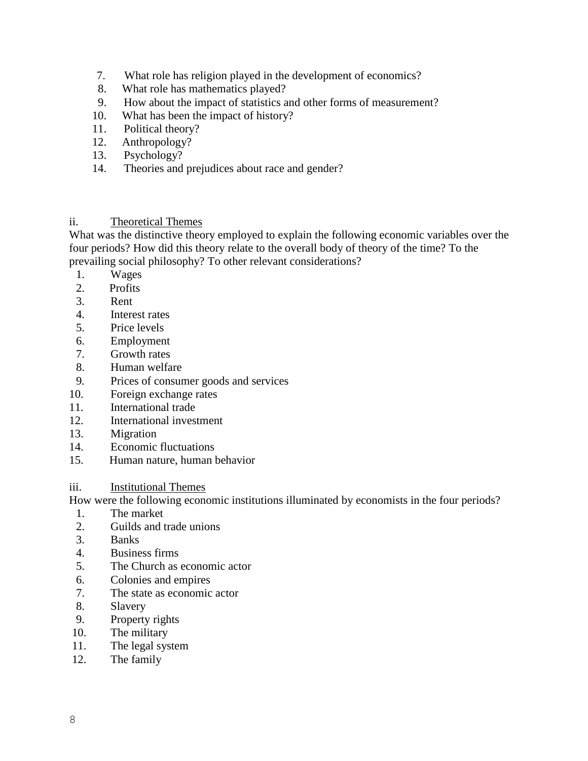7. What role has religion played in the development of economics?
8. What role has mathematics played?
9. How about the impact of statistics and other forms of measurement?
10. What has been the impact of history?
11. Political theory?
12. Anthropology?
13. Psychology?
14. Theories and prejudices about race and gender?

ii. <u>Theoretical Themes</u>

What was the distinctive theory employed to explain the following economic variables over the four periods? How did this theory relate to the overall body of theory of the time? To the prevailing social philosophy? To other relevant considerations?

1. Wages
2. Profits
3. Rent
4. Interest rates
5. Price levels
6. Employment
7. Growth rates
8. Human welfare
9. Prices of consumer goods and services
10. Foreign exchange rates
11. International trade
12. International investment
13. Migration
14. Economic fluctuations
15. Human nature, human behavior

iii. <u>Institutional Themes</u>

How were the following economic institutions illuminated by economists in the four periods?

1. The market
2. Guilds and trade unions
3. Banks
4. Business firms
5. The Church as economic actor
6. Colonies and empires
7. The state as economic actor
8. Slavery
9. Property rights
10. The military
11. The legal system
12. The family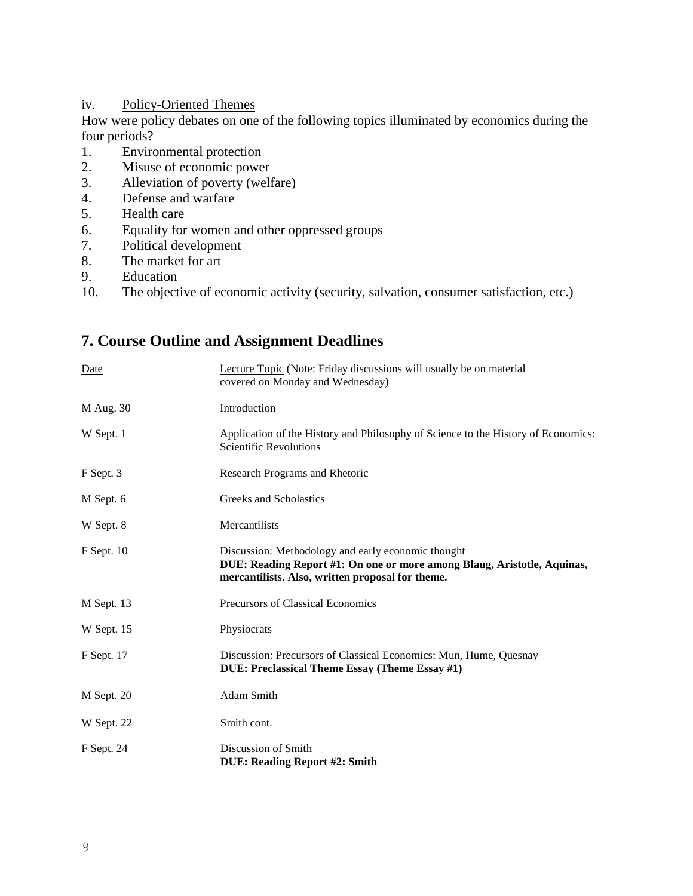iv. <u>Policy-Oriented Themes</u>

How were policy debates on one of the following topics illuminated by economics during the four periods?

1. Environmental protection
2. Misuse of economic power
3. Alleviation of poverty (welfare)
4. Defense and warfare
5. Health care
6. Equality for women and other oppressed groups
7. Political development
8. The market for art
9. Education
10. The objective of economic activity (security, salvation, consumer satisfaction, etc.)

## 7. Course Outline and Assignment Deadlines

| <u>Date</u> | <u>Lecture Topic</u> (Note: Friday discussions will usually be on material covered on Monday and Wednesday) |
|---|---|
| M Aug. 30 | Introduction |
| W Sept. 1 | Application of the History and Philosophy of Science to the History of Economics: Scientific Revolutions |
| F Sept. 3 | Research Programs and Rhetoric |
| M Sept. 6 | Greeks and Scholastics |
| W Sept. 8 | Mercantilists |
| F Sept. 10 | Discussion: Methodology and early economic thought<br>**DUE: Reading Report #1: On one or more among Blaug, Aristotle, Aquinas, mercantilists. Also, written proposal for theme.** |
| M Sept. 13 | Precursors of Classical Economics |
| W Sept. 15 | Physiocrats |
| F Sept. 17 | Discussion: Precursors of Classical Economics: Mun, Hume, Quesnay<br>**DUE: Preclassical Theme Essay (Theme Essay #1)** |
| M Sept. 20 | Adam Smith |
| W Sept. 22 | Smith cont. |
| F Sept. 24 | Discussion of Smith<br>**DUE: Reading Report #2: Smith** |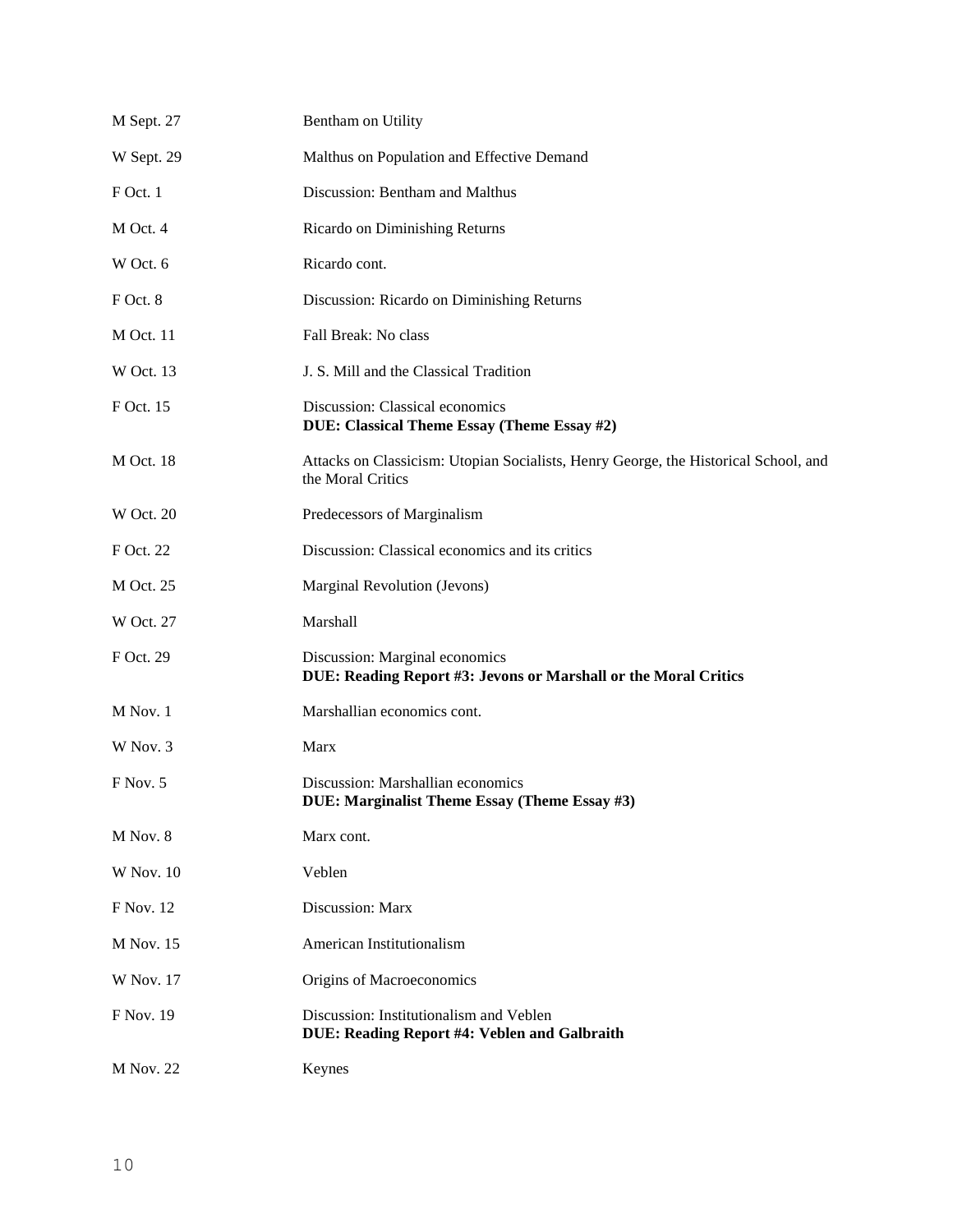| | |
|---|---|
| M Sept. 27 | Bentham on Utility |
| W Sept. 29 | Malthus on Population and Effective Demand |
| F Oct. 1 | Discussion: Bentham and Malthus |
| M Oct. 4 | Ricardo on Diminishing Returns |
| W Oct. 6 | Ricardo cont. |
| F Oct. 8 | Discussion: Ricardo on Diminishing Returns |
| M Oct. 11 | Fall Break: No class |
| W Oct. 13 | J. S. Mill and the Classical Tradition |
| F Oct. 15 | Discussion: Classical economics<br>**DUE: Classical Theme Essay (Theme Essay #2)** |
| M Oct. 18 | Attacks on Classicism: Utopian Socialists, Henry George, the Historical School, and the Moral Critics |
| W Oct. 20 | Predecessors of Marginalism |
| F Oct. 22 | Discussion: Classical economics and its critics |
| M Oct. 25 | Marginal Revolution (Jevons) |
| W Oct. 27 | Marshall |
| F Oct. 29 | Discussion: Marginal economics<br>**DUE: Reading Report #3: Jevons or Marshall or the Moral Critics** |
| M Nov. 1 | Marshallian economics cont. |
| W Nov. 3 | Marx |
| F Nov. 5 | Discussion: Marshallian economics<br>**DUE: Marginalist Theme Essay (Theme Essay #3)** |
| M Nov. 8 | Marx cont. |
| W Nov. 10 | Veblen |
| F Nov. 12 | Discussion: Marx |
| M Nov. 15 | American Institutionalism |
| W Nov. 17 | Origins of Macroeconomics |
| F Nov. 19 | Discussion: Institutionalism and Veblen<br>**DUE: Reading Report #4: Veblen and Galbraith** |
| M Nov. 22 | Keynes |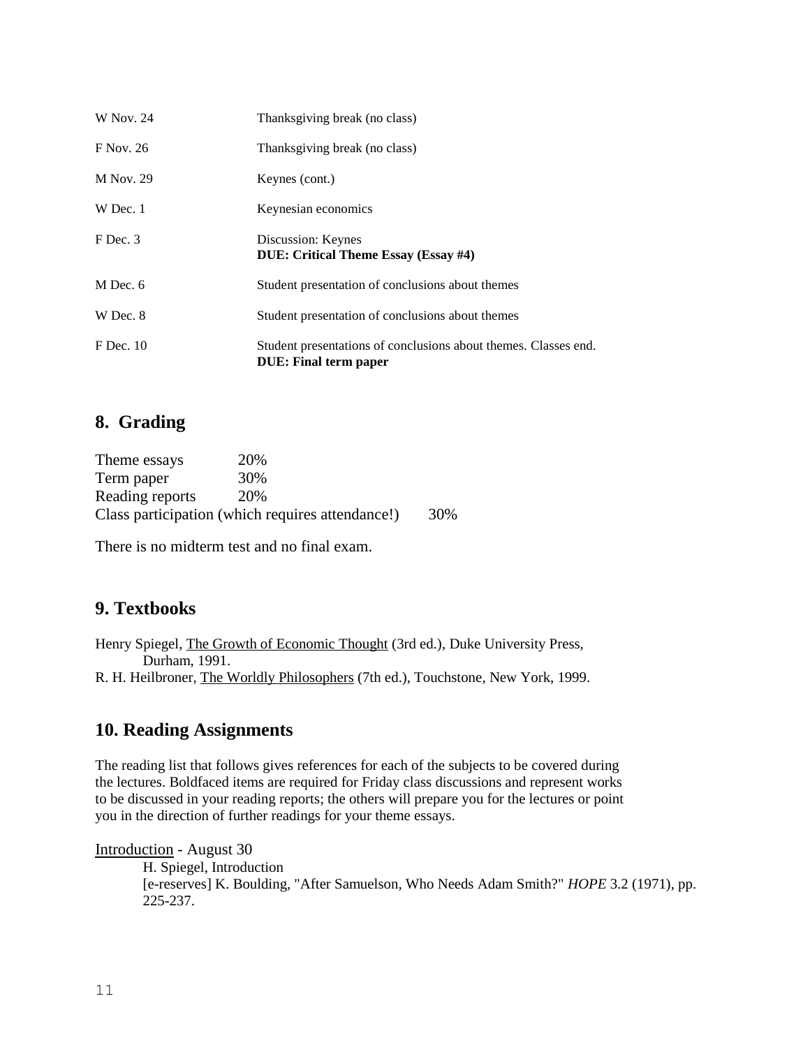| | |
|---|---|
| W Nov. 24 | Thanksgiving break (no class) |
| F Nov. 26 | Thanksgiving break (no class) |
| M Nov. 29 | Keynes (cont.) |
| W Dec. 1 | Keynesian economics |
| F Dec. 3 | Discussion: Keynes<br>**DUE: Critical Theme Essay (Essay #4)** |
| M Dec. 6 | Student presentation of conclusions about themes |
| W Dec. 8 | Student presentation of conclusions about themes |
| F Dec. 10 | Student presentations of conclusions about themes. Classes end.<br>**DUE: Final term paper** |

## 8. Grading

| | |
|---|---|
| Theme essays | 20% |
| Term paper | 30% |
| Reading reports | 20% |
| Class participation (which requires attendance!) | 30% |

There is no midterm test and no final exam.

## 9. Textbooks

Henry Spiegel, The Growth of Economic Thought (3rd ed.), Duke University Press, Durham, 1991.
R. H. Heilbroner, The Worldly Philosophers (7th ed.), Touchstone, New York, 1999.

## 10. Reading Assignments

The reading list that follows gives references for each of the subjects to be covered during the lectures. Boldfaced items are required for Friday class discussions and represent works to be discussed in your reading reports; the others will prepare you for the lectures or point you in the direction of further readings for your theme essays.

Introduction - August 30

H. Spiegel, Introduction
[e-reserves] K. Boulding, "After Samuelson, Who Needs Adam Smith?" *HOPE* 3.2 (1971), pp. 225-237.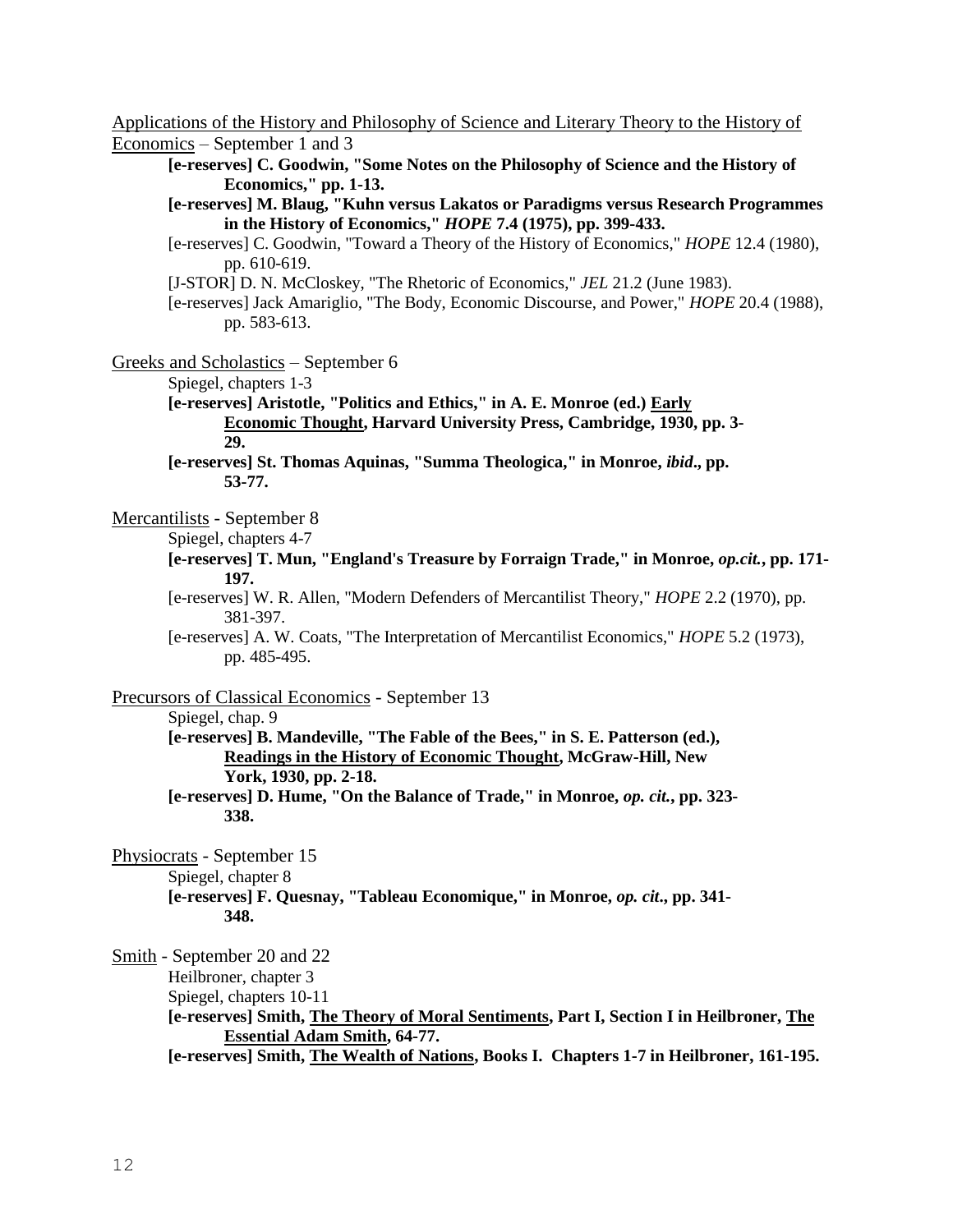<u>Applications of the History and Philosophy of Science and Literary Theory to the History of Economics</u> – September 1 and 3

- **[e-reserves] C. Goodwin, "Some Notes on the Philosophy of Science and the History of Economics," pp. 1-13.**
- **[e-reserves] M. Blaug, "Kuhn versus Lakatos or Paradigms versus Research Programmes in the History of Economics,"** ***HOPE*** **7.4 (1975), pp. 399-433.**
- [e-reserves] C. Goodwin, "Toward a Theory of the History of Economics," *HOPE* 12.4 (1980), pp. 610-619.
- [J-STOR] D. N. McCloskey, "The Rhetoric of Economics," *JEL* 21.2 (June 1983).
- [e-reserves] Jack Amariglio, "The Body, Economic Discourse, and Power," *HOPE* 20.4 (1988), pp. 583-613.

<u>Greeks and Scholastics</u> – September 6

- Spiegel, chapters 1-3
- **[e-reserves] Aristotle, "Politics and Ethics," in A. E. Monroe (ed.) <u>Early Economic Thought</u>, Harvard University Press, Cambridge, 1930, pp. 3-29.**
- **[e-reserves] St. Thomas Aquinas, "Summa Theologica," in Monroe,** ***ibid*****., pp. 53-77.**

<u>Mercantilists</u> - September 8

- Spiegel, chapters 4-7
- **[e-reserves] T. Mun, "England's Treasure by Forraign Trade," in Monroe,** ***op.cit.*****, pp. 171-197.**
- [e-reserves] W. R. Allen, "Modern Defenders of Mercantilist Theory," *HOPE* 2.2 (1970), pp. 381-397.
- [e-reserves] A. W. Coats, "The Interpretation of Mercantilist Economics," *HOPE* 5.2 (1973), pp. 485-495.

<u>Precursors of Classical Economics</u> - September 13

- Spiegel, chap. 9
- **[e-reserves] B. Mandeville, "The Fable of the Bees," in S. E. Patterson (ed.), <u>Readings in the History of Economic Thought</u>, McGraw-Hill, New York, 1930, pp. 2-18.**
- **[e-reserves] D. Hume, "On the Balance of Trade," in Monroe,** ***op. cit.*****, pp. 323-338.**

<u>Physiocrats</u> - September 15

- Spiegel, chapter 8
- **[e-reserves] F. Quesnay, "Tableau Economique," in Monroe,** ***op. cit*****., pp. 341-348.**

<u>Smith</u> - September 20 and 22

- Heilbroner, chapter 3
- Spiegel, chapters 10-11
- **[e-reserves] Smith, <u>The Theory of Moral Sentiments</u>, Part I, Section I in Heilbroner, <u>The Essential Adam Smith</u>, 64-77.**
- **[e-reserves] Smith, <u>The Wealth of Nations</u>, Books I. Chapters 1-7 in Heilbroner, 161-195.**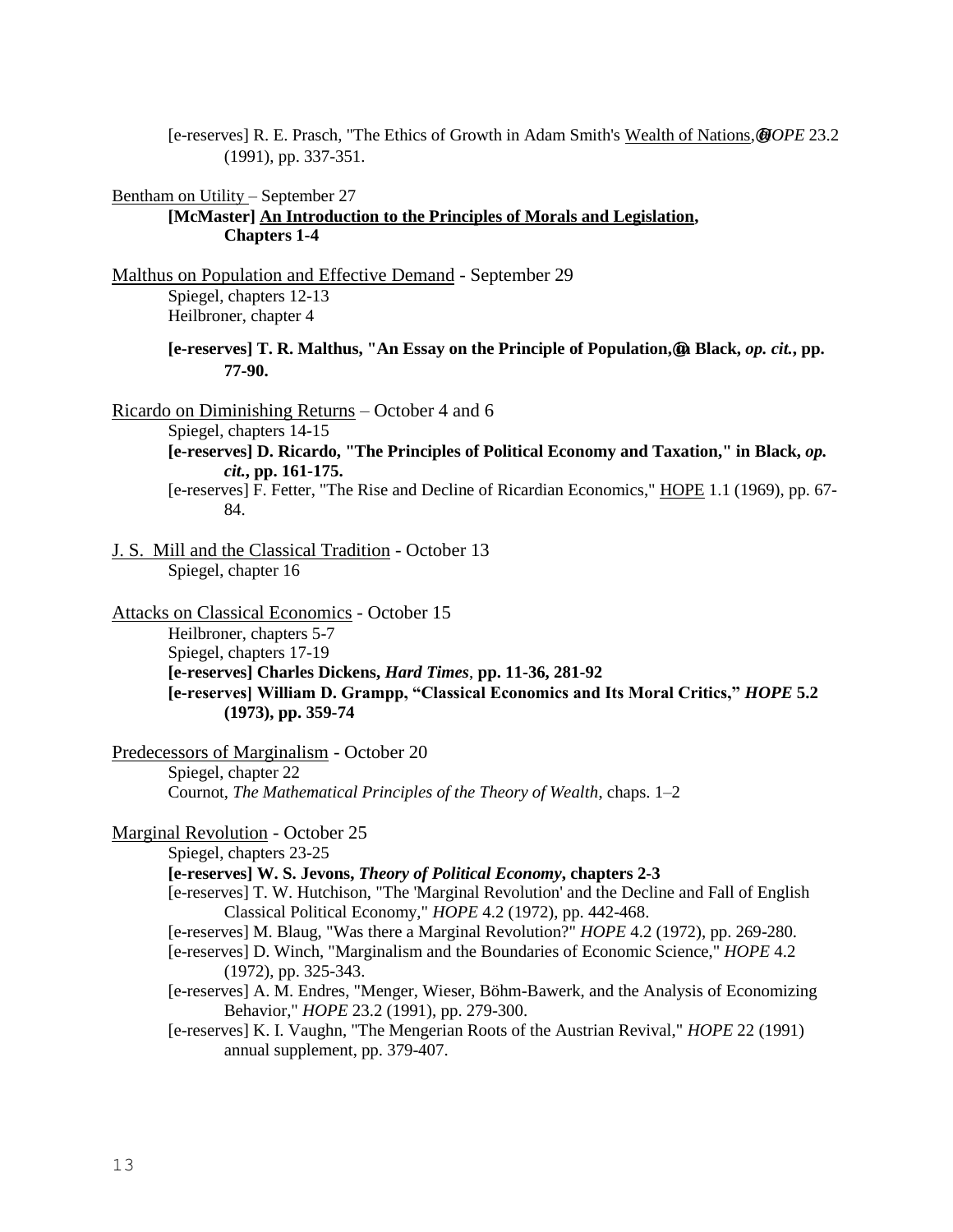[e-reserves] R. E. Prasch, "The Ethics of Growth in Adam Smith's Wealth of Nations,@*HOPE* 23.2 (1991), pp. 337-351.

Bentham on Utility – September 27

**[McMaster] An Introduction to the Principles of Morals and Legislation, Chapters 1-4**

Malthus on Population and Effective Demand - September 29

Spiegel, chapters 12-13

Heilbroner, chapter 4

**[e-reserves] T. R. Malthus, "An Essay on the Principle of Population,@ in Black, *op. cit.*, pp. 77-90.**

Ricardo on Diminishing Returns – October 4 and 6

Spiegel, chapters 14-15

**[e-reserves] D. Ricardo, "The Principles of Political Economy and Taxation," in Black, *op. cit.*, pp. 161-175.**

[e-reserves] F. Fetter, "The Rise and Decline of Ricardian Economics," HOPE 1.1 (1969), pp. 67-84.

J. S. Mill and the Classical Tradition - October 13

Spiegel, chapter 16

Attacks on Classical Economics - October 15

Heilbroner, chapters 5-7

Spiegel, chapters 17-19

**[e-reserves] Charles Dickens, *Hard Times*, pp. 11-36, 281-92**

**[e-reserves] William D. Grampp, "Classical Economics and Its Moral Critics," *HOPE* 5.2 (1973), pp. 359-74**

Predecessors of Marginalism - October 20

Spiegel, chapter 22

Cournot, *The Mathematical Principles of the Theory of Wealth*, chaps. 1–2

Marginal Revolution - October 25

Spiegel, chapters 23-25

**[e-reserves] W. S. Jevons, *Theory of Political Economy*, chapters 2-3**

[e-reserves] T. W. Hutchison, "The 'Marginal Revolution' and the Decline and Fall of English Classical Political Economy," *HOPE* 4.2 (1972), pp. 442-468.

[e-reserves] M. Blaug, "Was there a Marginal Revolution?" *HOPE* 4.2 (1972), pp. 269-280.

[e-reserves] D. Winch, "Marginalism and the Boundaries of Economic Science," *HOPE* 4.2 (1972), pp. 325-343.

[e-reserves] A. M. Endres, "Menger, Wieser, Böhm-Bawerk, and the Analysis of Economizing Behavior," *HOPE* 23.2 (1991), pp. 279-300.

[e-reserves] K. I. Vaughn, "The Mengerian Roots of the Austrian Revival," *HOPE* 22 (1991) annual supplement, pp. 379-407.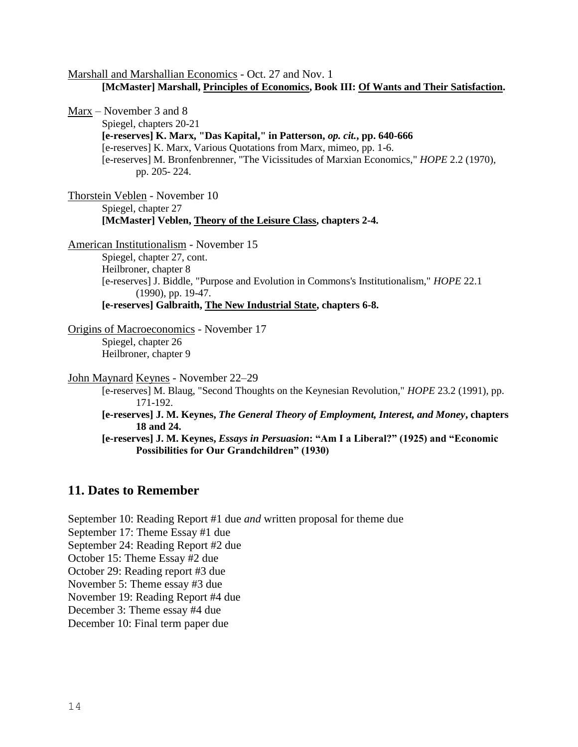Marshall and Marshallian Economics - Oct. 27 and Nov. 1

**[McMaster] Marshall, Principles of Economics, Book III: Of Wants and Their Satisfaction.**

Marx – November 3 and 8

Spiegel, chapters 20-21

**[e-reserves] K. Marx, "Das Kapital," in Patterson, *op. cit.*, pp. 640-666**

[e-reserves] K. Marx, Various Quotations from Marx, mimeo, pp. 1-6.

[e-reserves] M. Bronfenbrenner, "The Vicissitudes of Marxian Economics," *HOPE* 2.2 (1970), pp. 205- 224.

Thorstein Veblen - November 10

Spiegel, chapter 27

**[McMaster] Veblen, Theory of the Leisure Class, chapters 2-4.**

American Institutionalism - November 15

Spiegel, chapter 27, cont.

Heilbroner, chapter 8

[e-reserves] J. Biddle, "Purpose and Evolution in Commons's Institutionalism," *HOPE* 22.1 (1990), pp. 19-47.

**[e-reserves] Galbraith, The New Industrial State, chapters 6-8.**

Origins of Macroeconomics - November 17

Spiegel, chapter 26

Heilbroner, chapter 9

John Maynard Keynes - November 22–29

[e-reserves] M. Blaug, "Second Thoughts on the Keynesian Revolution," *HOPE* 23.2 (1991), pp. 171-192.

**[e-reserves] J. M. Keynes, *The General Theory of Employment, Interest, and Money*, chapters 18 and 24.**

**[e-reserves] J. M. Keynes, *Essays in Persuasion*: "Am I a Liberal?" (1925) and "Economic Possibilities for Our Grandchildren" (1930)**

## 11. Dates to Remember

September 10: Reading Report #1 due *and* written proposal for theme due
September 17: Theme Essay #1 due
September 24: Reading Report #2 due
October 15: Theme Essay #2 due
October 29: Reading report #3 due
November 5: Theme essay #3 due
November 19: Reading Report #4 due
December 3: Theme essay #4 due
December 10: Final term paper due